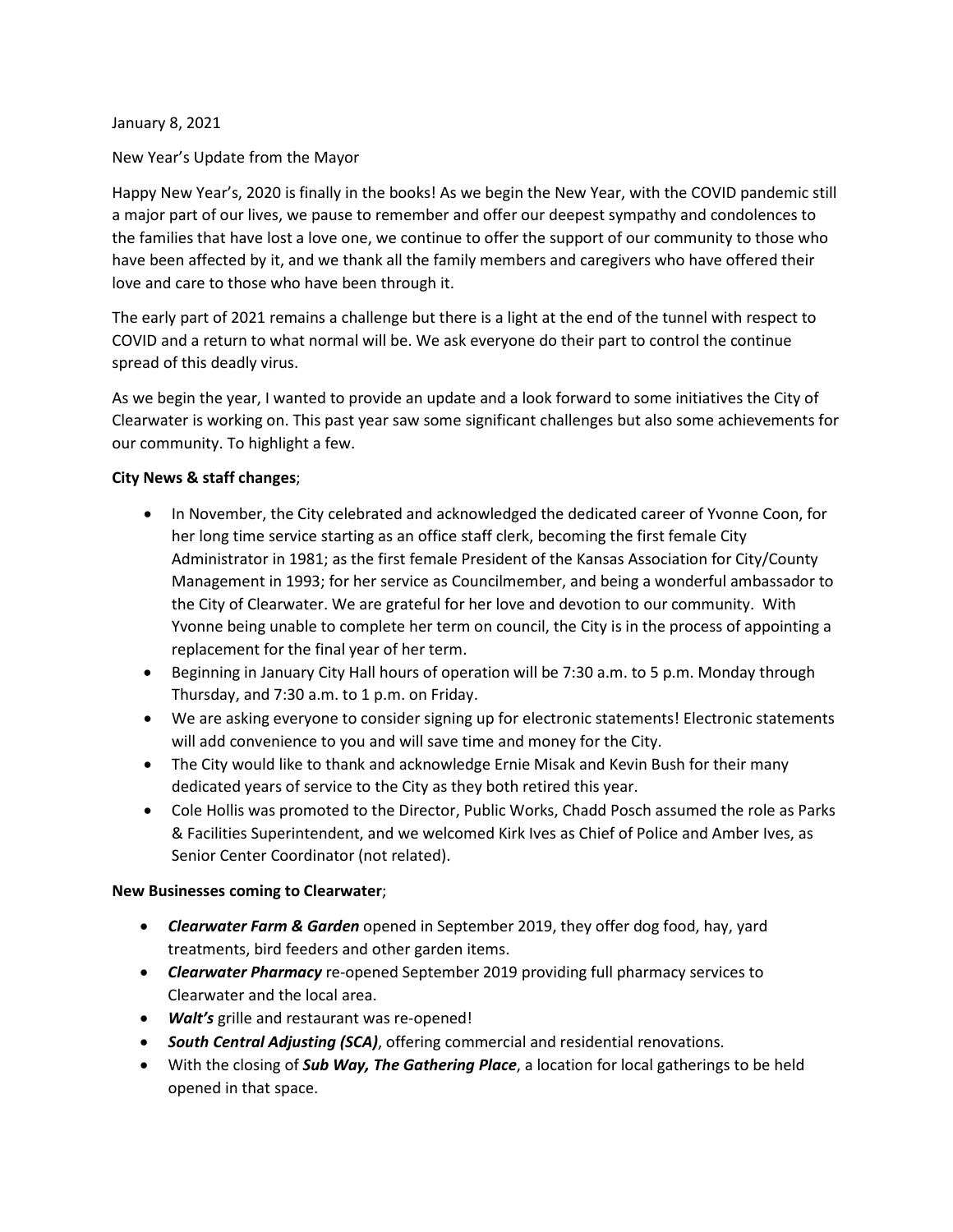January 8, 2021

New Year's Update from the Mayor

Happy New Year's, 2020 is finally in the books! As we begin the New Year, with the COVID pandemic still a major part of our lives, we pause to remember and offer our deepest sympathy and condolences to the families that have lost a love one, we continue to offer the support of our community to those who have been affected by it, and we thank all the family members and caregivers who have offered their love and care to those who have been through it.

The early part of 2021 remains a challenge but there is a light at the end of the tunnel with respect to COVID and a return to what normal will be. We ask everyone do their part to control the continue spread of this deadly virus.

As we begin the year, I wanted to provide an update and a look forward to some initiatives the City of Clearwater is working on. This past year saw some significant challenges but also some achievements for our community. To highlight a few.

**City News & staff changes**;

- In November, the City celebrated and acknowledged the dedicated career of Yvonne Coon, for her long time service starting as an office staff clerk, becoming the first female City Administrator in 1981; as the first female President of the Kansas Association for City/County Management in 1993; for her service as Councilmember, and being a wonderful ambassador to the City of Clearwater. We are grateful for her love and devotion to our community. With Yvonne being unable to complete her term on council, the City is in the process of appointing a replacement for the final year of her term.
- Beginning in January City Hall hours of operation will be 7:30 a.m. to 5 p.m. Monday through Thursday, and 7:30 a.m. to 1 p.m. on Friday.
- We are asking everyone to consider signing up for electronic statements! Electronic statements will add convenience to you and will save time and money for the City.
- The City would like to thank and acknowledge Ernie Misak and Kevin Bush for their many dedicated years of service to the City as they both retired this year.
- Cole Hollis was promoted to the Director, Public Works, Chadd Posch assumed the role as Parks & Facilities Superintendent, and we welcomed Kirk Ives as Chief of Police and Amber Ives, as Senior Center Coordinator (not related).

**New Businesses coming to Clearwater**;

- ***Clearwater Farm & Garden*** opened in September 2019, they offer dog food, hay, yard treatments, bird feeders and other garden items.
- ***Clearwater Pharmacy*** re-opened September 2019 providing full pharmacy services to Clearwater and the local area.
- ***Walt's*** grille and restaurant was re-opened!
- ***South Central Adjusting (SCA)***, offering commercial and residential renovations.
- With the closing of ***Sub Way, The Gathering Place***, a location for local gatherings to be held opened in that space.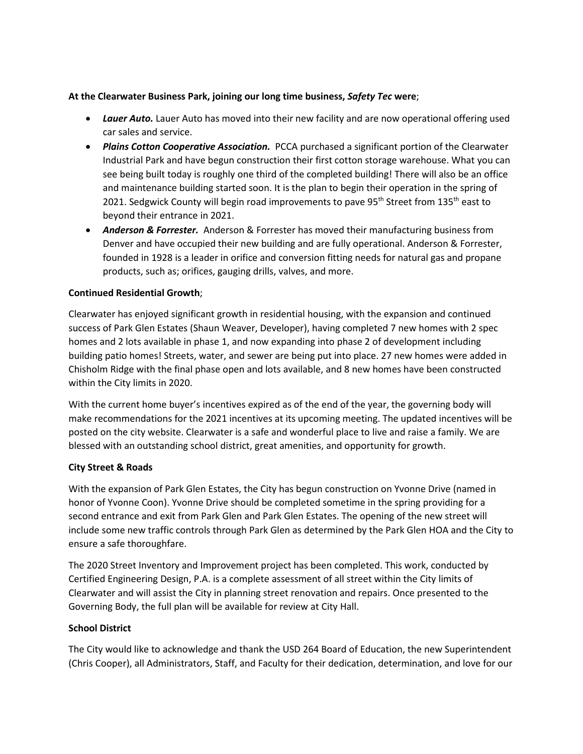**At the Clearwater Business Park, joining our long time business, *Safety Tec* were**;

- ***Lauer Auto.*** Lauer Auto has moved into their new facility and are now operational offering used car sales and service.
- ***Plains Cotton Cooperative Association.*** PCCA purchased a significant portion of the Clearwater Industrial Park and have begun construction their first cotton storage warehouse. What you can see being built today is roughly one third of the completed building! There will also be an office and maintenance building started soon. It is the plan to begin their operation in the spring of 2021. Sedgwick County will begin road improvements to pave 95th Street from 135th east to beyond their entrance in 2021.
- ***Anderson & Forrester.*** Anderson & Forrester has moved their manufacturing business from Denver and have occupied their new building and are fully operational. Anderson & Forrester, founded in 1928 is a leader in orifice and conversion fitting needs for natural gas and propane products, such as; orifices, gauging drills, valves, and more.

**Continued Residential Growth**;

Clearwater has enjoyed significant growth in residential housing, with the expansion and continued success of Park Glen Estates (Shaun Weaver, Developer), having completed 7 new homes with 2 spec homes and 2 lots available in phase 1, and now expanding into phase 2 of development including building patio homes! Streets, water, and sewer are being put into place. 27 new homes were added in Chisholm Ridge with the final phase open and lots available, and 8 new homes have been constructed within the City limits in 2020.

With the current home buyer's incentives expired as of the end of the year, the governing body will make recommendations for the 2021 incentives at its upcoming meeting. The updated incentives will be posted on the city website. Clearwater is a safe and wonderful place to live and raise a family. We are blessed with an outstanding school district, great amenities, and opportunity for growth.

**City Street & Roads**

With the expansion of Park Glen Estates, the City has begun construction on Yvonne Drive (named in honor of Yvonne Coon). Yvonne Drive should be completed sometime in the spring providing for a second entrance and exit from Park Glen and Park Glen Estates. The opening of the new street will include some new traffic controls through Park Glen as determined by the Park Glen HOA and the City to ensure a safe thoroughfare.

The 2020 Street Inventory and Improvement project has been completed. This work, conducted by Certified Engineering Design, P.A. is a complete assessment of all street within the City limits of Clearwater and will assist the City in planning street renovation and repairs. Once presented to the Governing Body, the full plan will be available for review at City Hall.

**School District**

The City would like to acknowledge and thank the USD 264 Board of Education, the new Superintendent (Chris Cooper), all Administrators, Staff, and Faculty for their dedication, determination, and love for our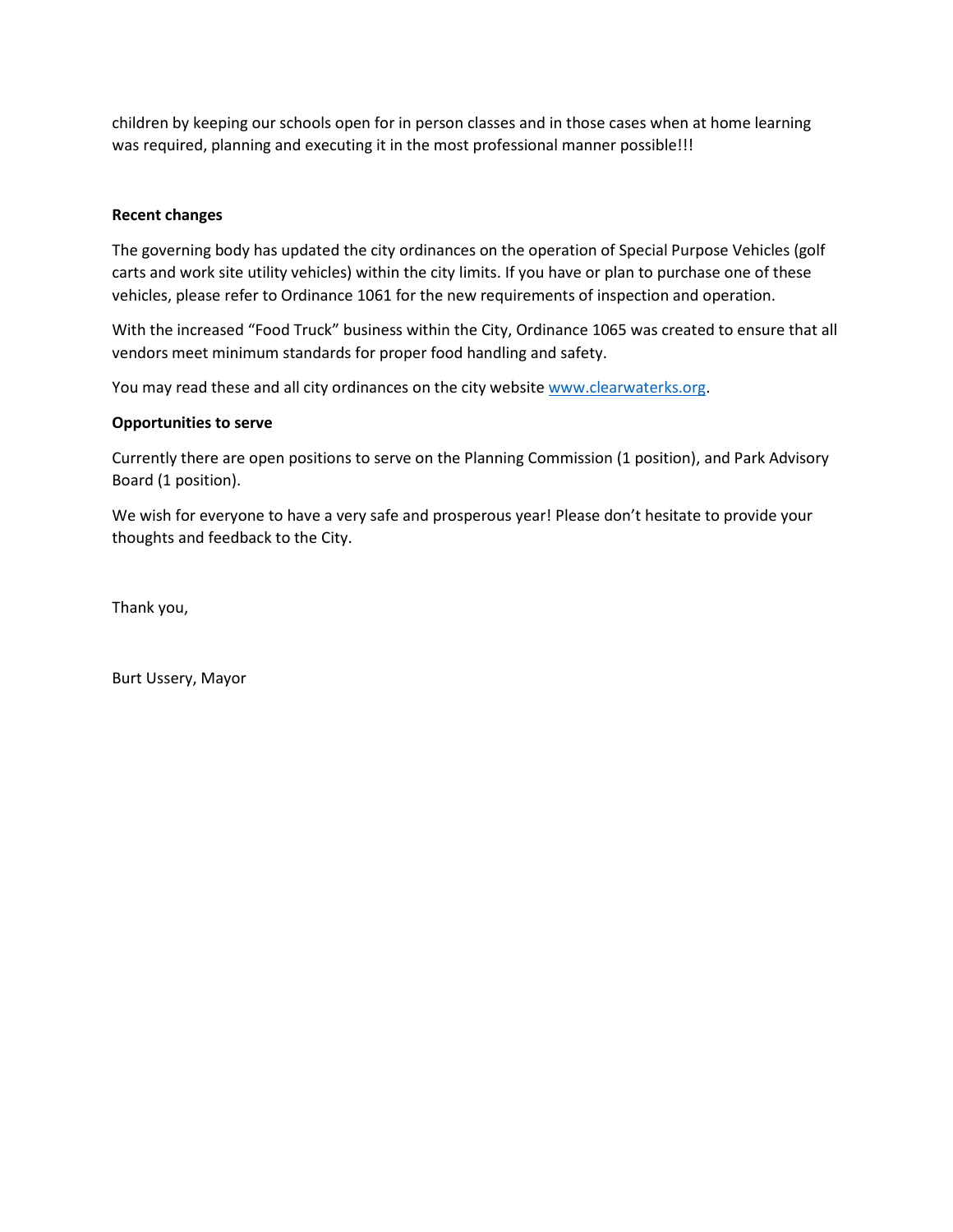children by keeping our schools open for in person classes and in those cases when at home learning was required, planning and executing it in the most professional manner possible!!!

**Recent changes**

The governing body has updated the city ordinances on the operation of Special Purpose Vehicles (golf carts and work site utility vehicles) within the city limits. If you have or plan to purchase one of these vehicles, please refer to Ordinance 1061 for the new requirements of inspection and operation.

With the increased "Food Truck" business within the City, Ordinance 1065 was created to ensure that all vendors meet minimum standards for proper food handling and safety.

You may read these and all city ordinances on the city website [www.clearwaterks.org](http://www.clearwaterks.org).

**Opportunities to serve**

Currently there are open positions to serve on the Planning Commission (1 position), and Park Advisory Board (1 position).

We wish for everyone to have a very safe and prosperous year! Please don't hesitate to provide your thoughts and feedback to the City.

Thank you,

Burt Ussery, Mayor